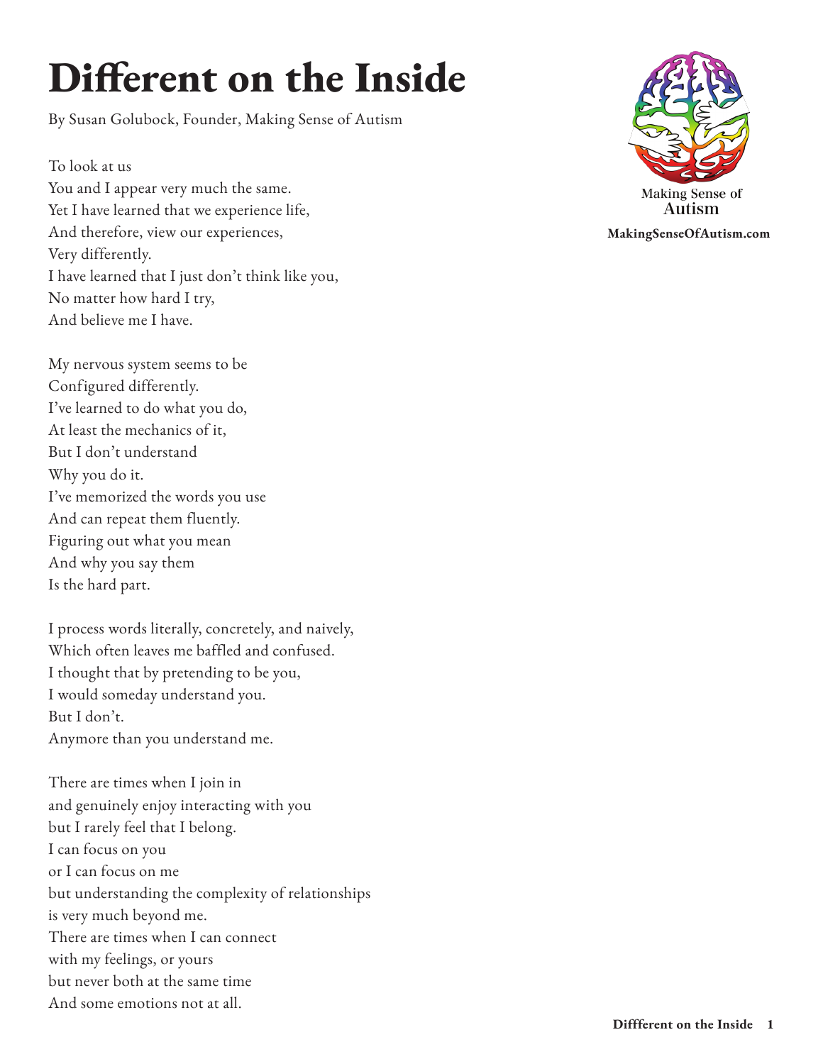# Different on the Inside

By Susan Golubock, Founder, Making Sense of Autism

Making Sense of Autism
MakingSenseOfAutism.com

To look at us  
You and I appear very much the same.  
Yet I have learned that we experience life,  
And therefore, view our experiences,  
Very differently.  
I have learned that I just don't think like you,  
No matter how hard I try,  
And believe me I have.

My nervous system seems to be  
Configured differently.  
I've learned to do what you do,  
At least the mechanics of it,  
But I don't understand  
Why you do it.  
I've memorized the words you use  
And can repeat them fluently.  
Figuring out what you mean  
And why you say them  
Is the hard part.

I process words literally, concretely, and naively,  
Which often leaves me baffled and confused.  
I thought that by pretending to be you,  
I would someday understand you.  
But I don't.  
Anymore than you understand me.

There are times when I join in  
and genuinely enjoy interacting with you  
but I rarely feel that I belong.  
I can focus on you  
or I can focus on me  
but understanding the complexity of relationships  
is very much beyond me.  
There are times when I can connect  
with my feelings, or yours  
but never both at the same time  
And some emotions not at all.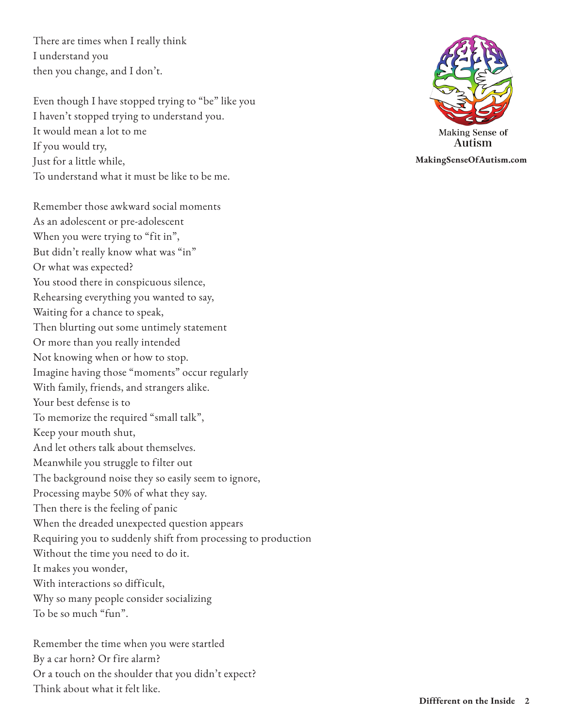There are times when I really think
I understand you
then you change, and I don't.

Even though I have stopped trying to "be" like you
I haven't stopped trying to understand you.
It would mean a lot to me
If you would try,
Just for a little while,
To understand what it must be like to be me.

Remember those awkward social moments
As an adolescent or pre-adolescent
When you were trying to "fit in",
But didn't really know what was "in"
Or what was expected?
You stood there in conspicuous silence,
Rehearsing everything you wanted to say,
Waiting for a chance to speak,
Then blurting out some untimely statement
Or more than you really intended
Not knowing when or how to stop.
Imagine having those "moments" occur regularly
With family, friends, and strangers alike.
Your best defense is to
To memorize the required "small talk",
Keep your mouth shut,
And let others talk about themselves.
Meanwhile you struggle to filter out
The background noise they so easily seem to ignore,
Processing maybe 50% of what they say.
Then there is the feeling of panic
When the dreaded unexpected question appears
Requiring you to suddenly shift from processing to production
Without the time you need to do it.
It makes you wonder,
With interactions so difficult,
Why so many people consider socializing
To be so much "fun".

Remember the time when you were startled
By a car horn? Or fire alarm?
Or a touch on the shoulder that you didn't expect?
Think about what it felt like.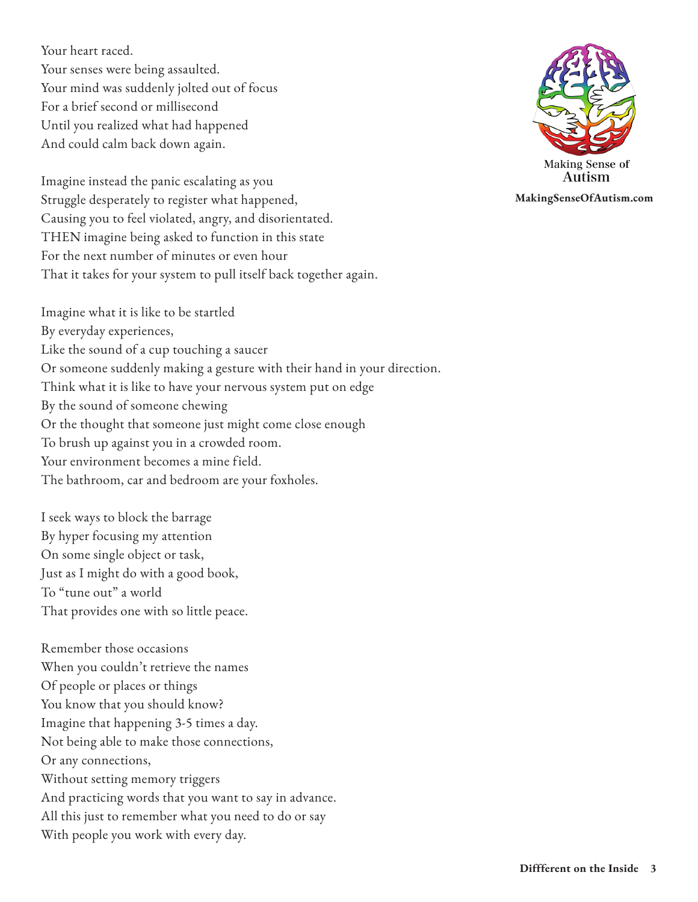Your heart raced.  
Your senses were being assaulted.  
Your mind was suddenly jolted out of focus  
For a brief second or millisecond  
Until you realized what had happened  
And could calm back down again.

Imagine instead the panic escalating as you  
Struggle desperately to register what happened,  
Causing you to feel violated, angry, and disorientated.  
THEN imagine being asked to function in this state  
For the next number of minutes or even hour  
That it takes for your system to pull itself back together again.

Imagine what it is like to be startled  
By everyday experiences,  
Like the sound of a cup touching a saucer  
Or someone suddenly making a gesture with their hand in your direction.  
Think what it is like to have your nervous system put on edge  
By the sound of someone chewing  
Or the thought that someone just might come close enough  
To brush up against you in a crowded room.  
Your environment becomes a mine field.  
The bathroom, car and bedroom are your foxholes.

I seek ways to block the barrage  
By hyper focusing my attention  
On some single object or task,  
Just as I might do with a good book,  
To "tune out" a world  
That provides one with so little peace.

Remember those occasions  
When you couldn't retrieve the names  
Of people or places or things  
You know that you should know?  
Imagine that happening 3-5 times a day.  
Not being able to make those connections,  
Or any connections,  
Without setting memory triggers  
And practicing words that you want to say in advance.  
All this just to remember what you need to do or say  
With people you work with every day.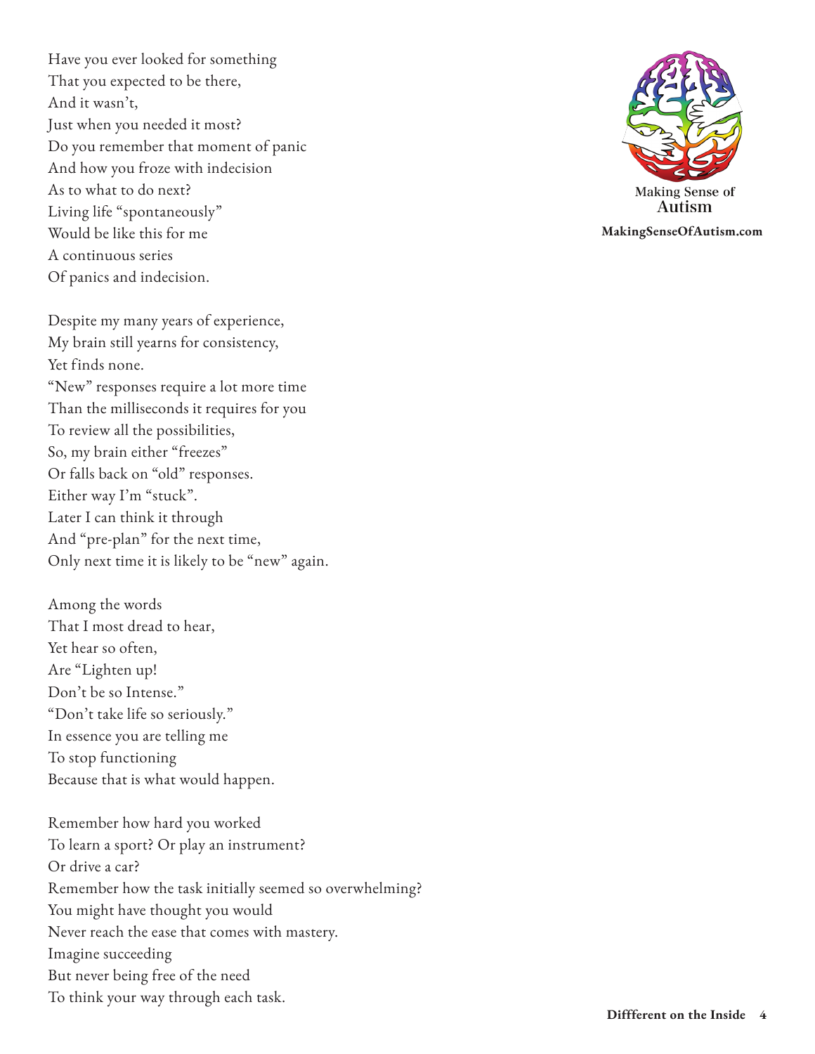Have you ever looked for something
That you expected to be there,
And it wasn't,
Just when you needed it most?
Do you remember that moment of panic
And how you froze with indecision
As to what to do next?
Living life "spontaneously"
Would be like this for me
A continuous series
Of panics and indecision.

Despite my many years of experience,
My brain still yearns for consistency,
Yet finds none.
"New" responses require a lot more time
Than the milliseconds it requires for you
To review all the possibilities,
So, my brain either "freezes"
Or falls back on "old" responses.
Either way I'm "stuck".
Later I can think it through
And "pre-plan" for the next time,
Only next time it is likely to be "new" again.

Among the words
That I most dread to hear,
Yet hear so often,
Are "Lighten up!
Don't be so Intense."
"Don't take life so seriously."
In essence you are telling me
To stop functioning
Because that is what would happen.

Remember how hard you worked
To learn a sport? Or play an instrument?
Or drive a car?
Remember how the task initially seemed so overwhelming?
You might have thought you would
Never reach the ease that comes with mastery.
Imagine succeeding
But never being free of the need
To think your way through each task.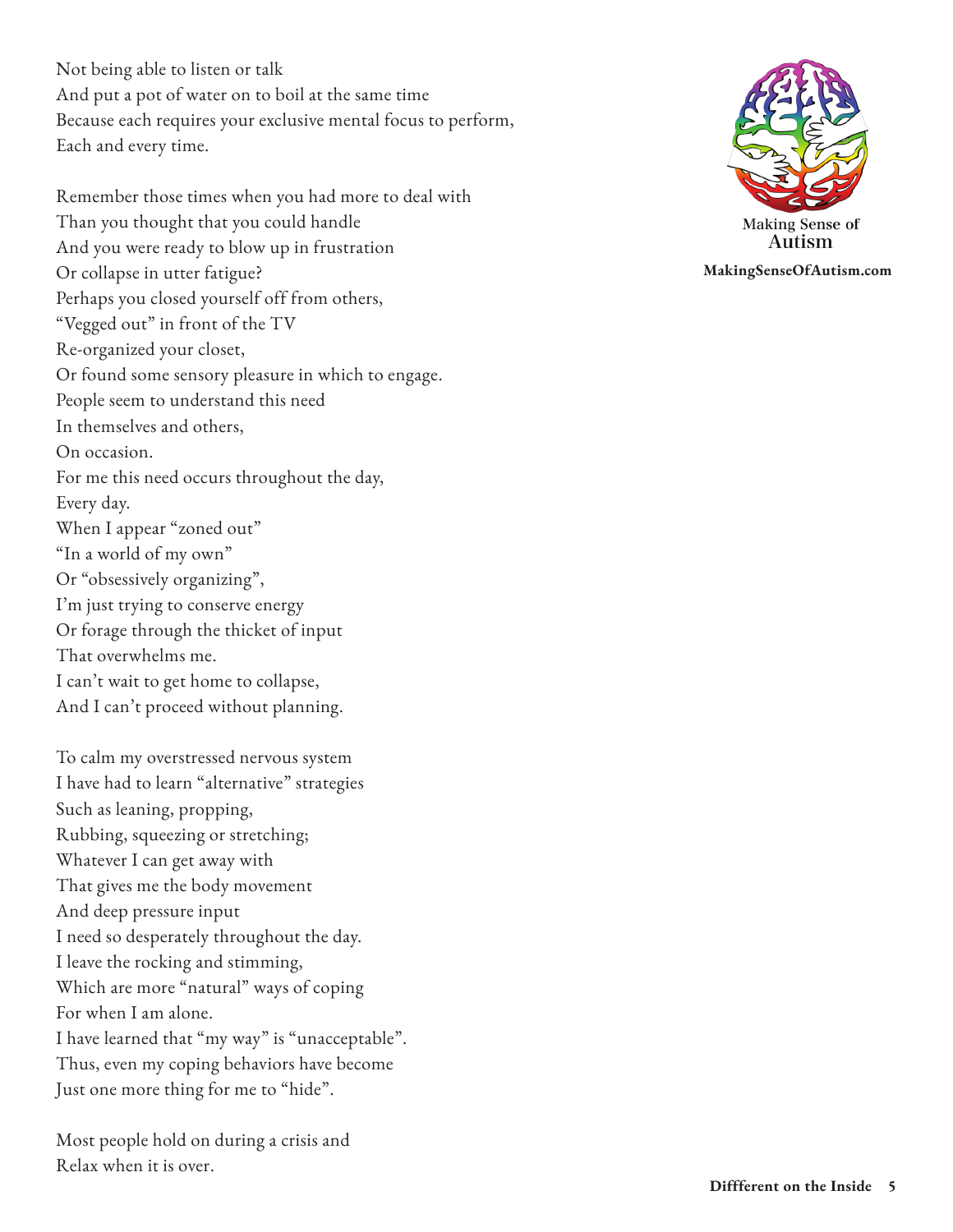Not being able to listen or talk
And put a pot of water on to boil at the same time
Because each requires your exclusive mental focus to perform,
Each and every time.

Remember those times when you had more to deal with
Than you thought that you could handle
And you were ready to blow up in frustration
Or collapse in utter fatigue?
Perhaps you closed yourself off from others,
"Vegged out" in front of the TV
Re-organized your closet,
Or found some sensory pleasure in which to engage.
People seem to understand this need
In themselves and others,
On occasion.
For me this need occurs throughout the day,
Every day.
When I appear "zoned out"
"In a world of my own"
Or "obsessively organizing",
I'm just trying to conserve energy
Or forage through the thicket of input
That overwhelms me.
I can't wait to get home to collapse,
And I can't proceed without planning.

To calm my overstressed nervous system
I have had to learn "alternative" strategies
Such as leaning, propping,
Rubbing, squeezing or stretching;
Whatever I can get away with
That gives me the body movement
And deep pressure input
I need so desperately throughout the day.
I leave the rocking and stimming,
Which are more "natural" ways of coping
For when I am alone.
I have learned that "my way" is "unacceptable".
Thus, even my coping behaviors have become
Just one more thing for me to "hide".

Most people hold on during a crisis and
Relax when it is over.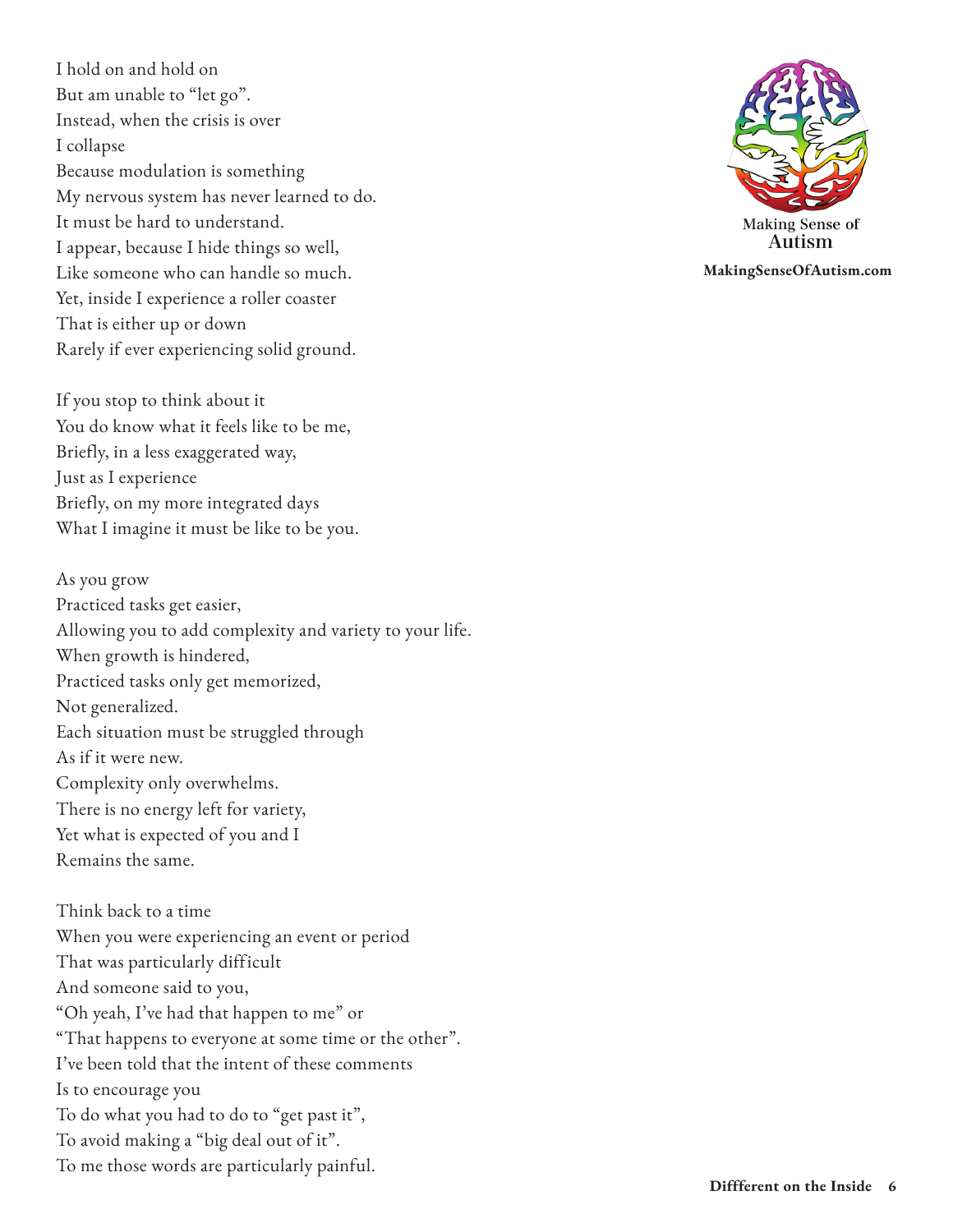I hold on and hold on
But am unable to "let go".
Instead, when the crisis is over
I collapse
Because modulation is something
My nervous system has never learned to do.
It must be hard to understand.
I appear, because I hide things so well,
Like someone who can handle so much.
Yet, inside I experience a roller coaster
That is either up or down
Rarely if ever experiencing solid ground.

If you stop to think about it
You do know what it feels like to be me,
Briefly, in a less exaggerated way,
Just as I experience
Briefly, on my more integrated days
What I imagine it must be like to be you.

As you grow
Practiced tasks get easier,
Allowing you to add complexity and variety to your life.
When growth is hindered,
Practiced tasks only get memorized,
Not generalized.
Each situation must be struggled through
As if it were new.
Complexity only overwhelms.
There is no energy left for variety,
Yet what is expected of you and I
Remains the same.

Think back to a time
When you were experiencing an event or period
That was particularly difficult
And someone said to you,
"Oh yeah, I've had that happen to me" or
"That happens to everyone at some time or the other".
I've been told that the intent of these comments
Is to encourage you
To do what you had to do to "get past it",
To avoid making a "big deal out of it".
To me those words are particularly painful.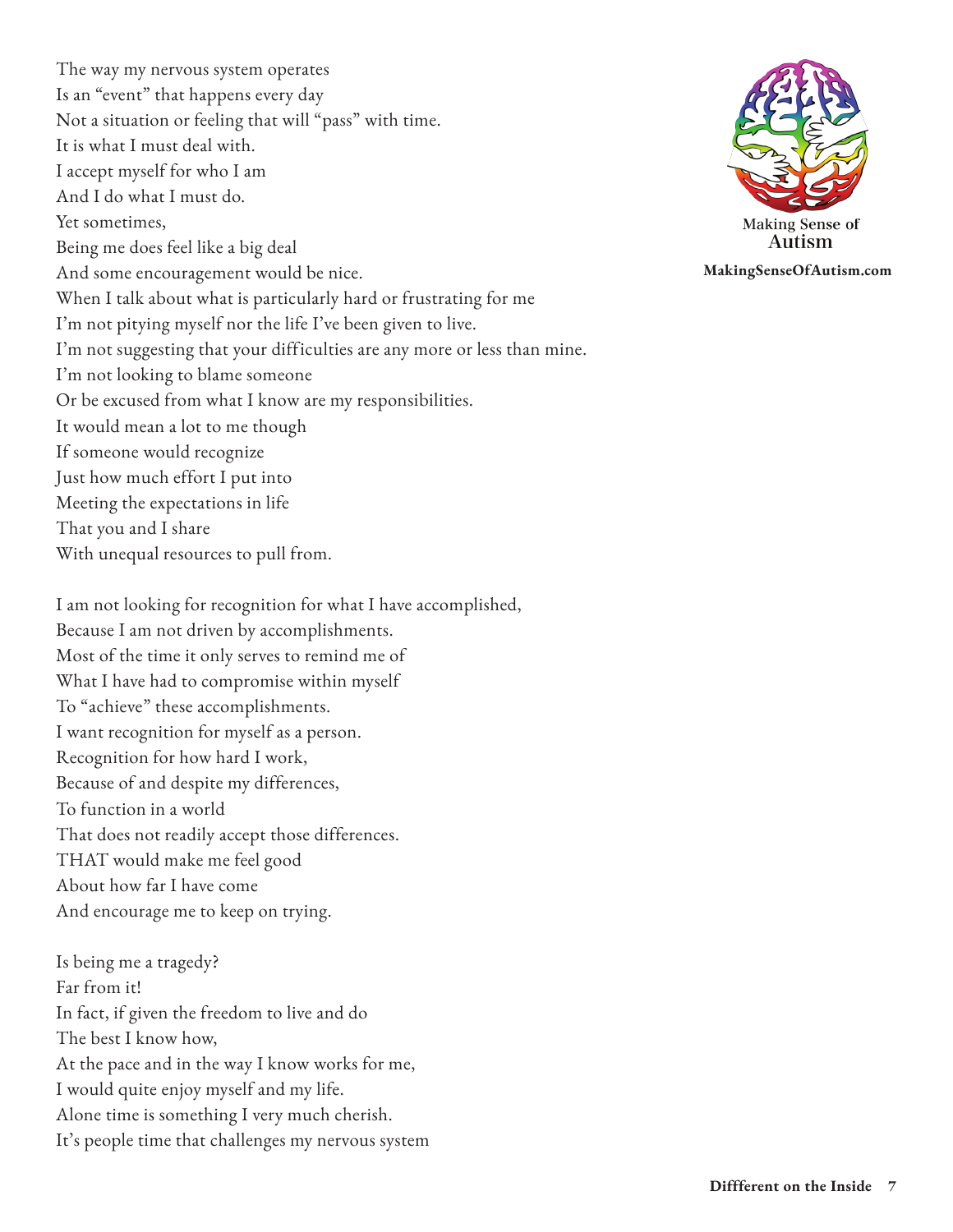The way my nervous system operates
Is an "event" that happens every day
Not a situation or feeling that will "pass" with time.
It is what I must deal with.
I accept myself for who I am
And I do what I must do.
Yet sometimes,
Being me does feel like a big deal
And some encouragement would be nice.
When I talk about what is particularly hard or frustrating for me
I'm not pitying myself nor the life I've been given to live.
I'm not suggesting that your difficulties are any more or less than mine.
I'm not looking to blame someone
Or be excused from what I know are my responsibilities.
It would mean a lot to me though
If someone would recognize
Just how much effort I put into
Meeting the expectations in life
That you and I share
With unequal resources to pull from.

I am not looking for recognition for what I have accomplished,
Because I am not driven by accomplishments.
Most of the time it only serves to remind me of
What I have had to compromise within myself
To "achieve" these accomplishments.
I want recognition for myself as a person.
Recognition for how hard I work,
Because of and despite my differences,
To function in a world
That does not readily accept those differences.
THAT would make me feel good
About how far I have come
And encourage me to keep on trying.

Is being me a tragedy?
Far from it!
In fact, if given the freedom to live and do
The best I know how,
At the pace and in the way I know works for me,
I would quite enjoy myself and my life.
Alone time is something I very much cherish.
It's people time that challenges my nervous system

Making Sense of Autism

**MakingSenseOfAutism.com**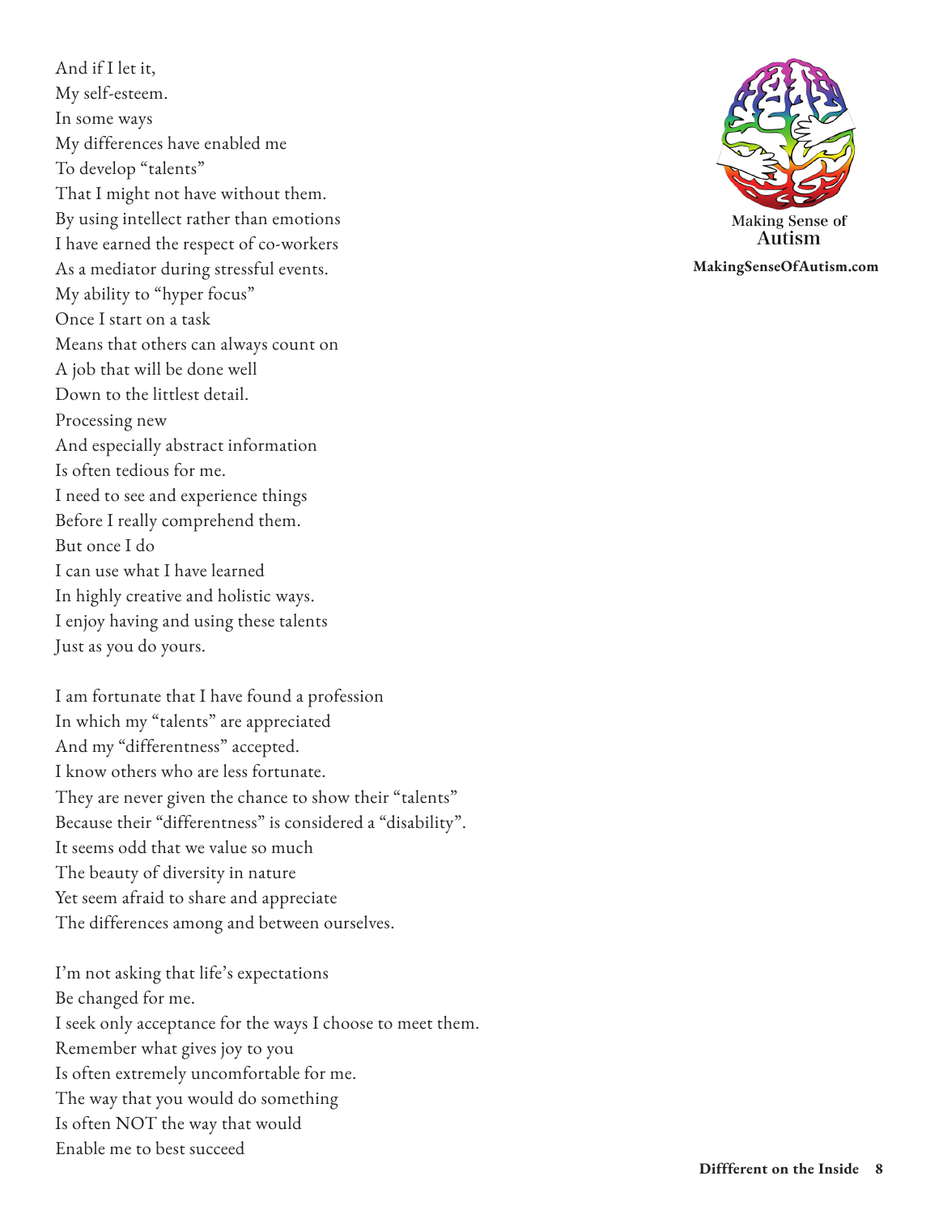And if I let it,
My self-esteem.
In some ways
My differences have enabled me
To develop "talents"
That I might not have without them.
By using intellect rather than emotions
I have earned the respect of co-workers
As a mediator during stressful events.
My ability to "hyper focus"
Once I start on a task
Means that others can always count on
A job that will be done well
Down to the littlest detail.
Processing new
And especially abstract information
Is often tedious for me.
I need to see and experience things
Before I really comprehend them.
But once I do
I can use what I have learned
In highly creative and holistic ways.
I enjoy having and using these talents
Just as you do yours.

I am fortunate that I have found a profession
In which my "talents" are appreciated
And my "differentness" accepted.
I know others who are less fortunate.
They are never given the chance to show their "talents"
Because their "differentness" is considered a "disability".
It seems odd that we value so much
The beauty of diversity in nature
Yet seem afraid to share and appreciate
The differences among and between ourselves.

I'm not asking that life's expectations
Be changed for me.
I seek only acceptance for the ways I choose to meet them.
Remember what gives joy to you
Is often extremely uncomfortable for me.
The way that you would do something
Is often NOT the way that would
Enable me to best succeed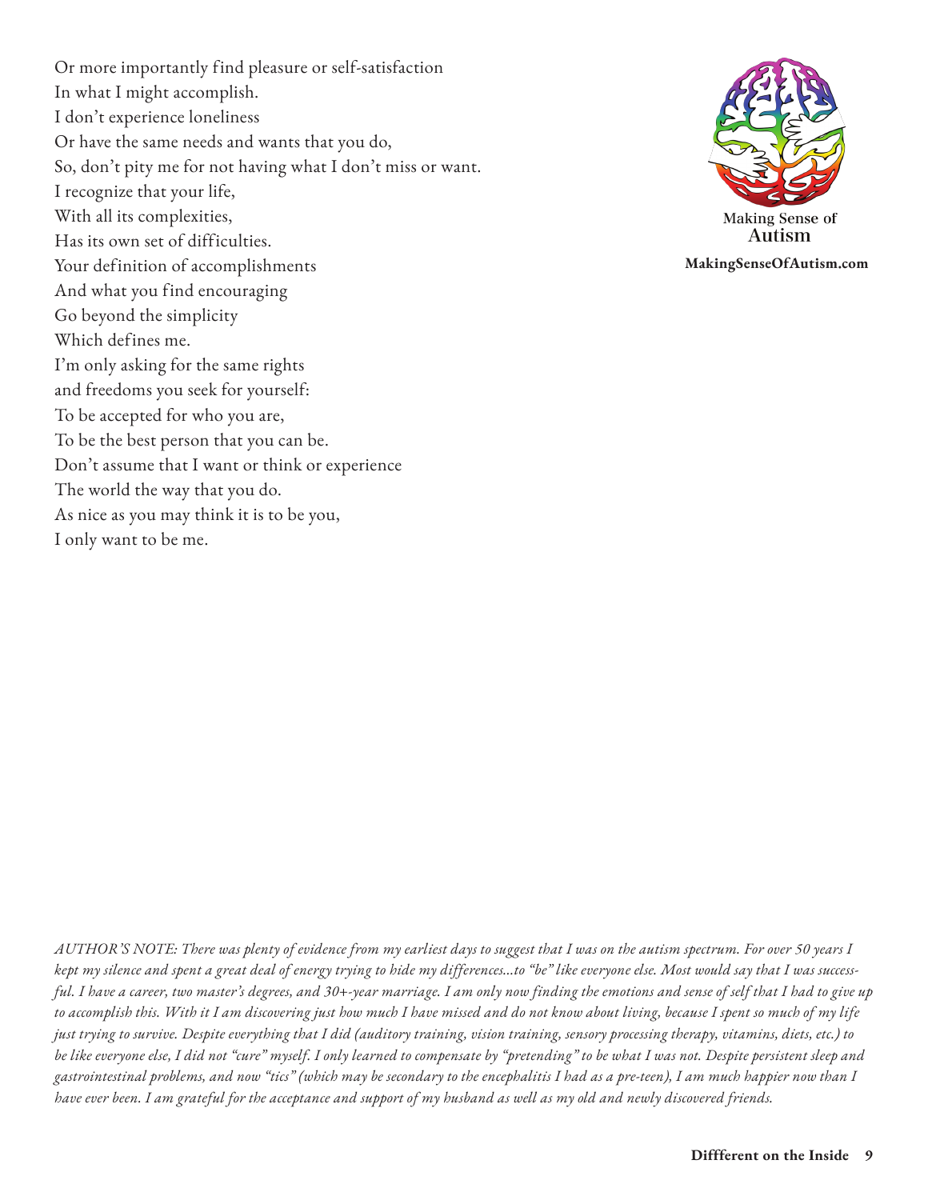Or more importantly find pleasure or self-satisfaction
In what I might accomplish.
I don't experience loneliness
Or have the same needs and wants that you do,
So, don't pity me for not having what I don't miss or want.
I recognize that your life,
With all its complexities,
Has its own set of difficulties.
Your definition of accomplishments
And what you find encouraging
Go beyond the simplicity
Which defines me.
I'm only asking for the same rights
and freedoms you seek for yourself:
To be accepted for who you are,
To be the best person that you can be.
Don't assume that I want or think or experience
The world the way that you do.
As nice as you may think it is to be you,
I only want to be me.

Making Sense of Autism

**MakingSenseOfAutism.com**

*AUTHOR'S NOTE: There was plenty of evidence from my earliest days to suggest that I was on the autism spectrum. For over 50 years I kept my silence and spent a great deal of energy trying to hide my differences...to "be" like everyone else. Most would say that I was successful. I have a career, two master's degrees, and 30+-year marriage. I am only now finding the emotions and sense of self that I had to give up to accomplish this. With it I am discovering just how much I have missed and do not know about living, because I spent so much of my life just trying to survive. Despite everything that I did (auditory training, vision training, sensory processing therapy, vitamins, diets, etc.) to be like everyone else, I did not "cure" myself. I only learned to compensate by "pretending" to be what I was not. Despite persistent sleep and gastrointestinal problems, and now "tics" (which may be secondary to the encephalitis I had as a pre-teen), I am much happier now than I have ever been. I am grateful for the acceptance and support of my husband as well as my old and newly discovered friends.*